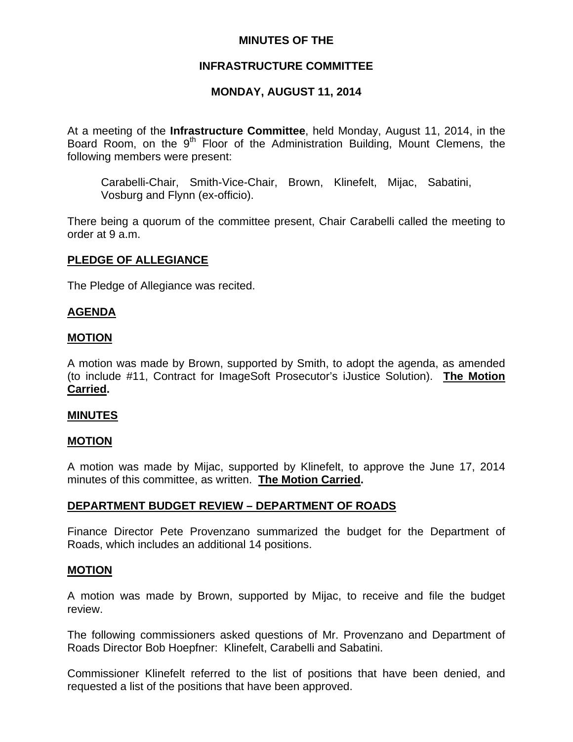# MINUTES OF THE

# INFRASTRUCTURE COMMITTEE

# MONDAY, AUGUST 11, 2014

At a meeting of the **Infrastructure Committee**, held Monday, August 11, 2014, in the Board Room, on the 9th Floor of the Administration Building, Mount Clemens, the following members were present:

> Carabelli-Chair, Smith-Vice-Chair, Brown, Klinefelt, Mijac, Sabatini, Vosburg and Flynn (ex-officio).

There being a quorum of the committee present, Chair Carabelli called the meeting to order at 9 a.m.

## PLEDGE OF ALLEGIANCE

The Pledge of Allegiance was recited.

## AGENDA

## MOTION

A motion was made by Brown, supported by Smith, to adopt the agenda, as amended (to include #11, Contract for ImageSoft Prosecutor's iJustice Solution). **The Motion Carried.**

## MINUTES

## MOTION

A motion was made by Mijac, supported by Klinefelt, to approve the June 17, 2014 minutes of this committee, as written. **The Motion Carried.**

## DEPARTMENT BUDGET REVIEW – DEPARTMENT OF ROADS

Finance Director Pete Provenzano summarized the budget for the Department of Roads, which includes an additional 14 positions.

## MOTION

A motion was made by Brown, supported by Mijac, to receive and file the budget review.

The following commissioners asked questions of Mr. Provenzano and Department of Roads Director Bob Hoepfner: Klinefelt, Carabelli and Sabatini.

Commissioner Klinefelt referred to the list of positions that have been denied, and requested a list of the positions that have been approved.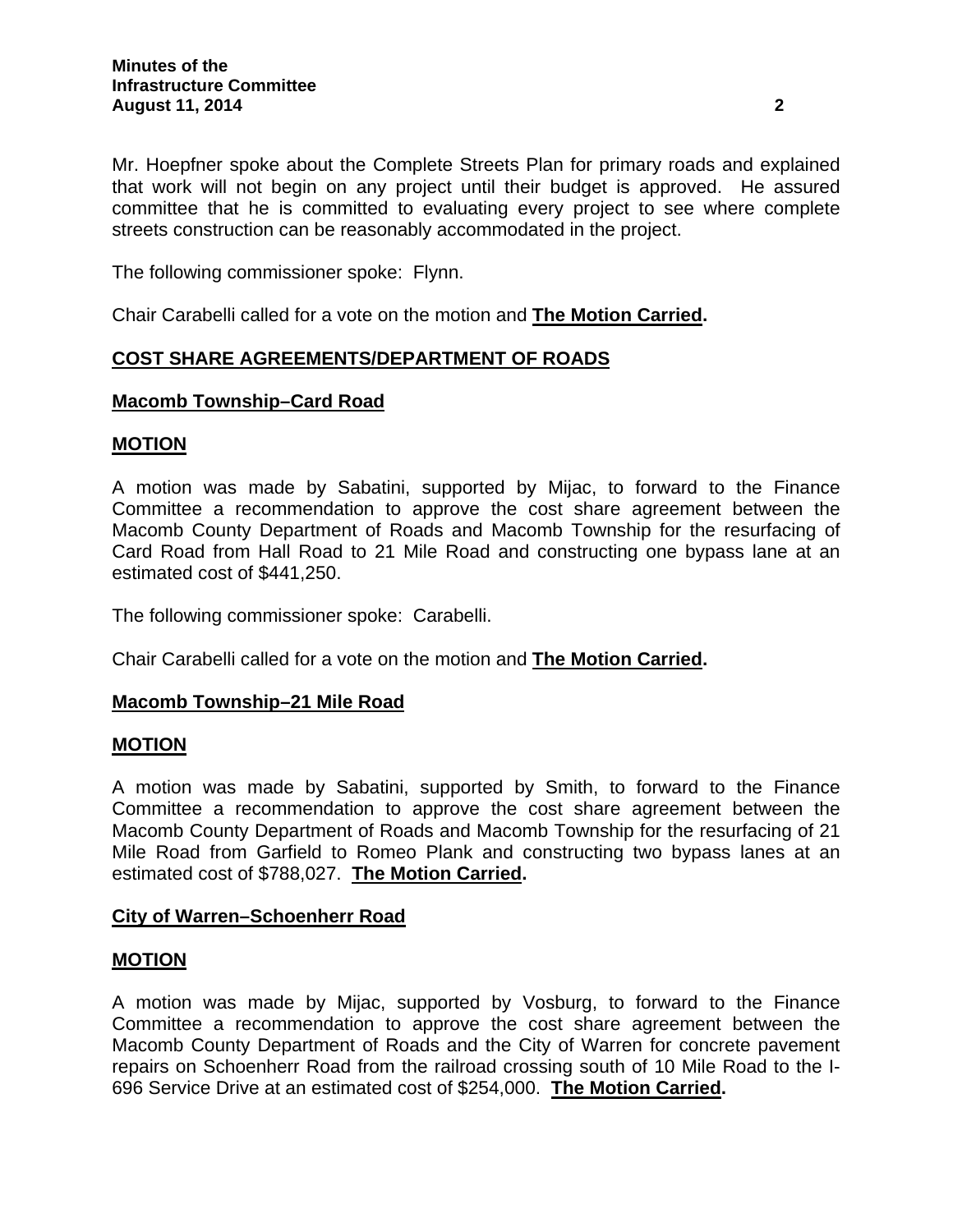Mr. Hoepfner spoke about the Complete Streets Plan for primary roads and explained that work will not begin on any project until their budget is approved. He assured committee that he is committed to evaluating every project to see where complete streets construction can be reasonably accommodated in the project.

The following commissioner spoke: Flynn.

Chair Carabelli called for a vote on the motion and **The Motion Carried.**

## COST SHARE AGREEMENTS/DEPARTMENT OF ROADS

### Macomb Township–Card Road

### MOTION

A motion was made by Sabatini, supported by Mijac, to forward to the Finance Committee a recommendation to approve the cost share agreement between the Macomb County Department of Roads and Macomb Township for the resurfacing of Card Road from Hall Road to 21 Mile Road and constructing one bypass lane at an estimated cost of $441,250.

The following commissioner spoke: Carabelli.

Chair Carabelli called for a vote on the motion and **The Motion Carried.**

### Macomb Township–21 Mile Road

### MOTION

A motion was made by Sabatini, supported by Smith, to forward to the Finance Committee a recommendation to approve the cost share agreement between the Macomb County Department of Roads and Macomb Township for the resurfacing of 21 Mile Road from Garfield to Romeo Plank and constructing two bypass lanes at an estimated cost of $788,027. **The Motion Carried.**

### City of Warren–Schoenherr Road

### MOTION

A motion was made by Mijac, supported by Vosburg, to forward to the Finance Committee a recommendation to approve the cost share agreement between the Macomb County Department of Roads and the City of Warren for concrete pavement repairs on Schoenherr Road from the railroad crossing south of 10 Mile Road to the I-696 Service Drive at an estimated cost of $254,000. **The Motion Carried.**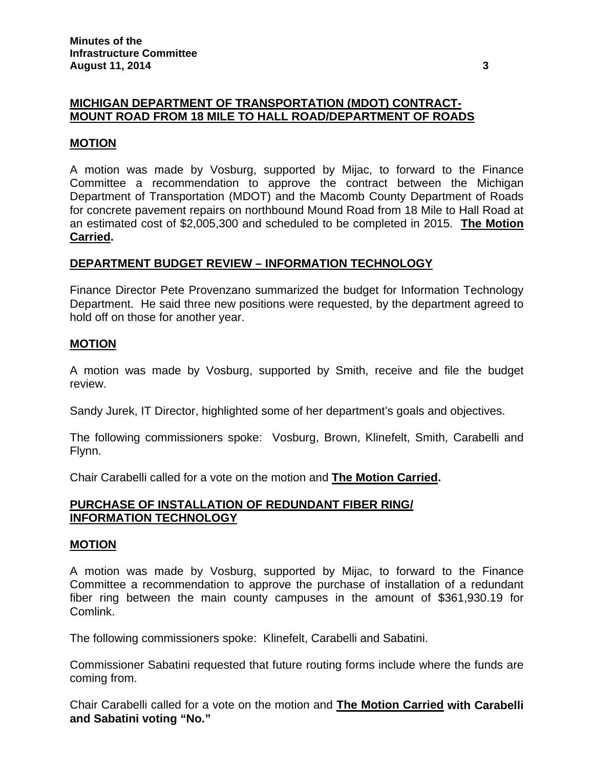**MICHIGAN DEPARTMENT OF TRANSPORTATION (MDOT) CONTRACT-MOUNT ROAD FROM 18 MILE TO HALL ROAD/DEPARTMENT OF ROADS**

**MOTION**

A motion was made by Vosburg, supported by Mijac, to forward to the Finance Committee a recommendation to approve the contract between the Michigan Department of Transportation (MDOT) and the Macomb County Department of Roads for concrete pavement repairs on northbound Mound Road from 18 Mile to Hall Road at an estimated cost of $2,005,300 and scheduled to be completed in 2015. **The Motion Carried.**

**DEPARTMENT BUDGET REVIEW – INFORMATION TECHNOLOGY**

Finance Director Pete Provenzano summarized the budget for Information Technology Department. He said three new positions were requested, by the department agreed to hold off on those for another year.

**MOTION**

A motion was made by Vosburg, supported by Smith, receive and file the budget review.

Sandy Jurek, IT Director, highlighted some of her department's goals and objectives.

The following commissioners spoke: Vosburg, Brown, Klinefelt, Smith, Carabelli and Flynn.

Chair Carabelli called for a vote on the motion and **The Motion Carried.**

**PURCHASE OF INSTALLATION OF REDUNDANT FIBER RING/ INFORMATION TECHNOLOGY**

**MOTION**

A motion was made by Vosburg, supported by Mijac, to forward to the Finance Committee a recommendation to approve the purchase of installation of a redundant fiber ring between the main county campuses in the amount of $361,930.19 for Comlink.

The following commissioners spoke: Klinefelt, Carabelli and Sabatini.

Commissioner Sabatini requested that future routing forms include where the funds are coming from.

Chair Carabelli called for a vote on the motion and **The Motion Carried with Carabelli and Sabatini voting "No."**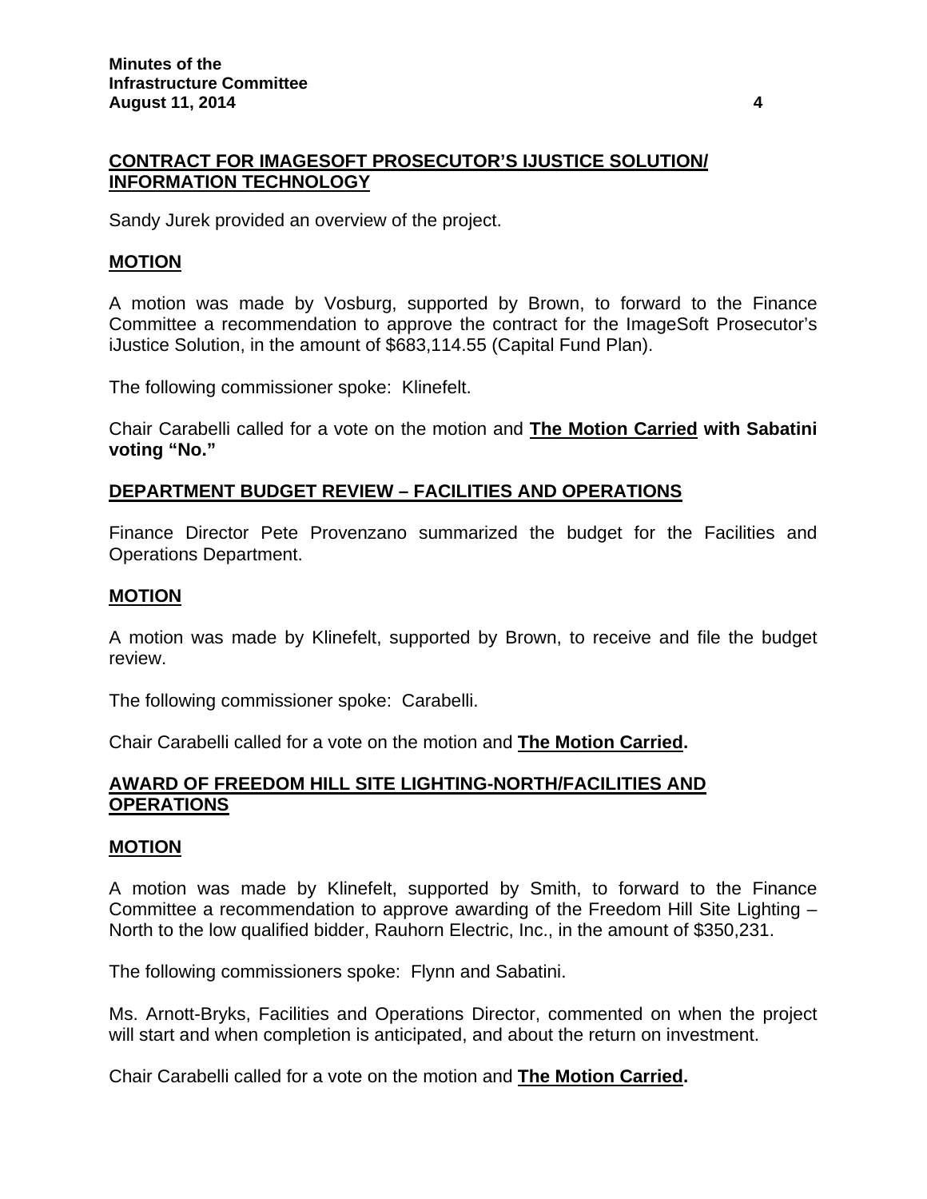## CONTRACT FOR IMAGESOFT PROSECUTOR'S IJUSTICE SOLUTION/ INFORMATION TECHNOLOGY

Sandy Jurek provided an overview of the project.

### MOTION

A motion was made by Vosburg, supported by Brown, to forward to the Finance Committee a recommendation to approve the contract for the ImageSoft Prosecutor's iJustice Solution, in the amount of $683,114.55 (Capital Fund Plan).

The following commissioner spoke: Klinefelt.

Chair Carabelli called for a vote on the motion and **The Motion Carried with Sabatini voting "No."**

## DEPARTMENT BUDGET REVIEW – FACILITIES AND OPERATIONS

Finance Director Pete Provenzano summarized the budget for the Facilities and Operations Department.

### MOTION

A motion was made by Klinefelt, supported by Brown, to receive and file the budget review.

The following commissioner spoke: Carabelli.

Chair Carabelli called for a vote on the motion and **The Motion Carried.**

## AWARD OF FREEDOM HILL SITE LIGHTING-NORTH/FACILITIES AND OPERATIONS

### MOTION

A motion was made by Klinefelt, supported by Smith, to forward to the Finance Committee a recommendation to approve awarding of the Freedom Hill Site Lighting – North to the low qualified bidder, Rauhorn Electric, Inc., in the amount of $350,231.

The following commissioners spoke: Flynn and Sabatini.

Ms. Arnott-Bryks, Facilities and Operations Director, commented on when the project will start and when completion is anticipated, and about the return on investment.

Chair Carabelli called for a vote on the motion and **The Motion Carried.**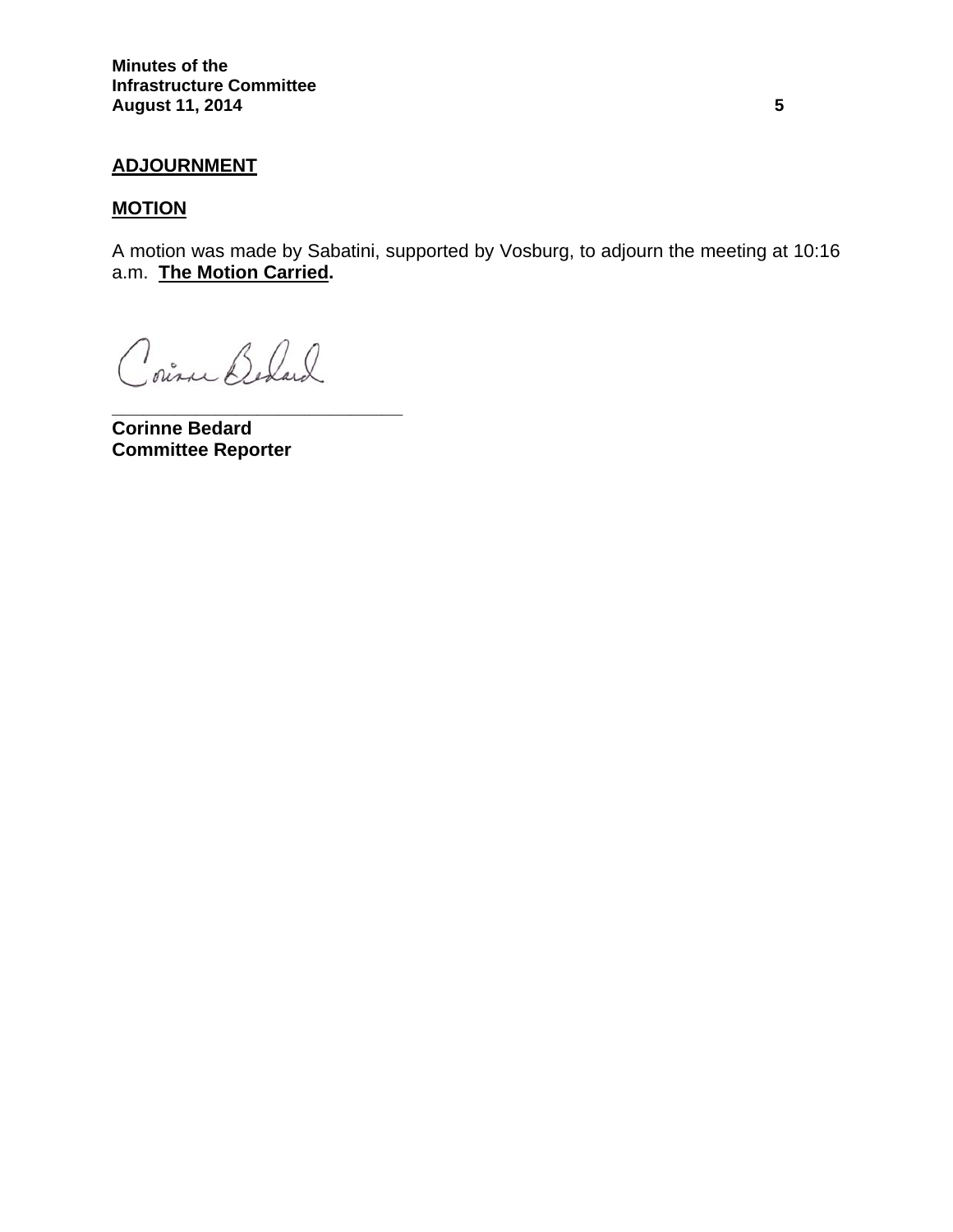**ADJOURNMENT**

**MOTION**

A motion was made by Sabatini, supported by Vosburg, to adjourn the meeting at 10:16 a.m. **The Motion Carried.**

\_\_\_\_\_\_\_\_\_\_\_\_\_\_\_\_\_\_\_\_\_\_\_\_\_\_\_\_\_\_

**Corinne Bedard**
**Committee Reporter**